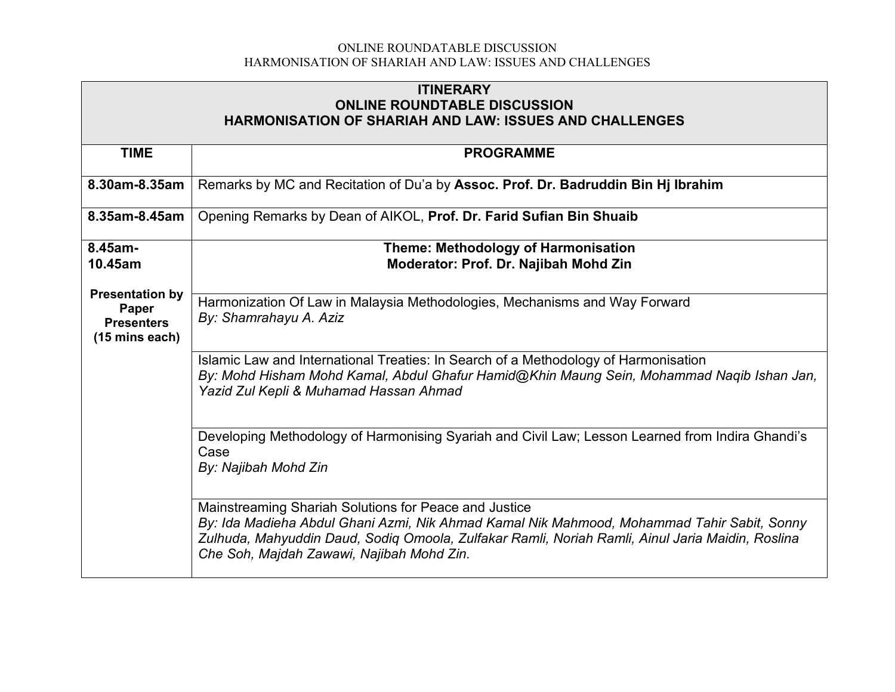ONLINE ROUNDATABLE DISCUSSION
HARMONISATION OF SHARIAH AND LAW: ISSUES AND CHALLENGES

| **ITINERARY<br>ONLINE ROUNDTABLE DISCUSSION<br>HARMONISATION OF SHARIAH AND LAW: ISSUES AND CHALLENGES** | |
|---|---|
| **TIME** | **PROGRAMME** |
| **8.30am-8.35am** | Remarks by MC and Recitation of Du'a by **Assoc. Prof. Dr. Badruddin Bin Hj Ibrahim** |
| **8.35am-8.45am** | Opening Remarks by Dean of AIKOL, **Prof. Dr. Farid Sufian Bin Shuaib** |
| **8.45am-10.45am**<br><br>**Presentation by Paper Presenters (15 mins each)** | **Theme: Methodology of Harmonisation**<br>**Moderator: Prof. Dr. Najibah Mohd Zin** |
| | Harmonization Of Law in Malaysia Methodologies, Mechanisms and Way Forward<br>*By: Shamrahayu A. Aziz* |
| | Islamic Law and International Treaties: In Search of a Methodology of Harmonisation<br>*By: Mohd Hisham Mohd Kamal, Abdul Ghafur Hamid@Khin Maung Sein, Mohammad Naqib Ishan Jan, Yazid Zul Kepli & Muhamad Hassan Ahmad* |
| | Developing Methodology of Harmonising Syariah and Civil Law; Lesson Learned from Indira Ghandi's Case<br>*By: Najibah Mohd Zin* |
| | Mainstreaming Shariah Solutions for Peace and Justice<br>*By: Ida Madieha Abdul Ghani Azmi, Nik Ahmad Kamal Nik Mahmood, Mohammad Tahir Sabit, Sonny Zulhuda, Mahyuddin Daud, Sodiq Omoola, Zulfakar Ramli, Noriah Ramli, Ainul Jaria Maidin, Roslina Che Soh, Majdah Zawawi, Najibah Mohd Zin.* |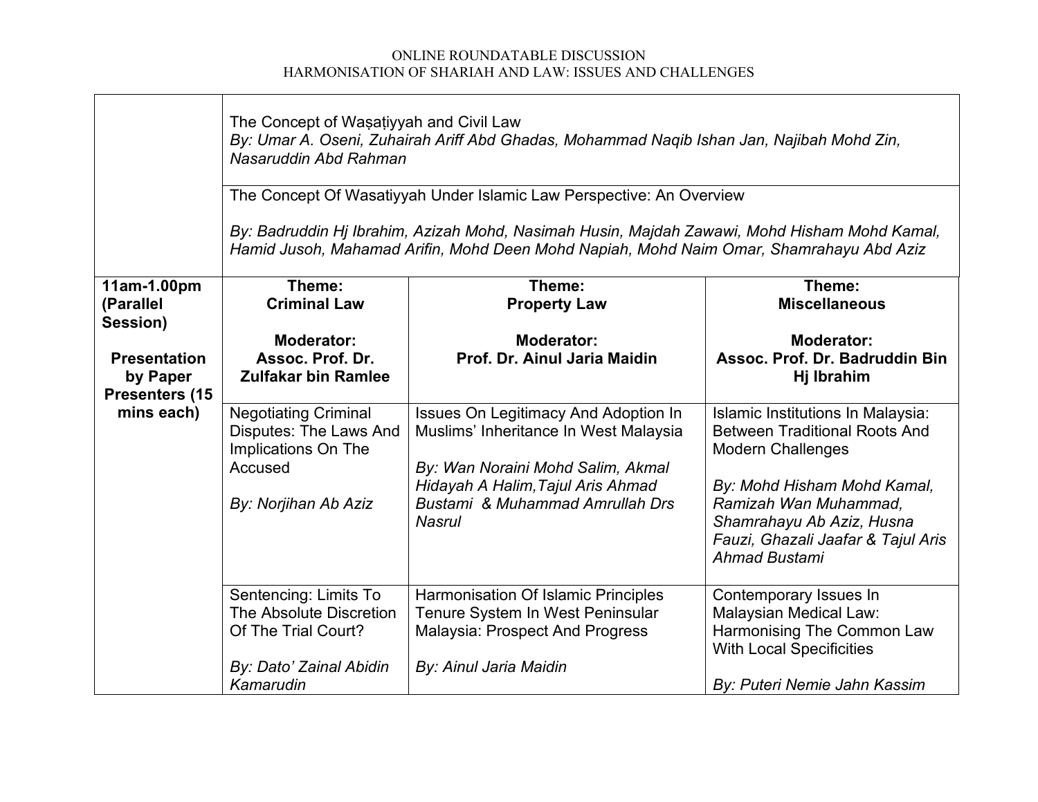ONLINE ROUNDATABLE DISCUSSION
HARMONISATION OF SHARIAH AND LAW: ISSUES AND CHALLENGES

| | | | |
|---|---|---|---|
| | The Concept of Waṣaṭiyyah and Civil Law<br>*By: Umar A. Oseni, Zuhairah Ariff Abd Ghadas, Mohammad Naqib Ishan Jan, Najibah Mohd Zin, Nasaruddin Abd Rahman* | | |
| | The Concept Of Wasatiyyah Under Islamic Law Perspective: An Overview<br><br>*By: Badruddin Hj Ibrahim, Azizah Mohd, Nasimah Husin, Majdah Zawawi, Mohd Hisham Mohd Kamal, Hamid Jusoh, Mahamad Arifin, Mohd Deen Mohd Napiah, Mohd Naim Omar, Shamrahayu Abd Aziz* | | |
| **11am-1.00pm (Parallel Session)**<br><br>**Presentation by Paper Presenters (15 mins each)** | **Theme: Criminal Law**<br><br>**Moderator: Assoc. Prof. Dr. Zulfakar bin Ramlee** | **Theme: Property Law**<br><br>**Moderator: Prof. Dr. Ainul Jaria Maidin** | **Theme: Miscellaneous**<br><br>**Moderator: Assoc. Prof. Dr. Badruddin Bin Hj Ibrahim** |
| | Negotiating Criminal Disputes: The Laws And Implications On The Accused<br><br>*By: Norjihan Ab Aziz* | Issues On Legitimacy And Adoption In Muslims' Inheritance In West Malaysia<br><br>*By: Wan Noraini Mohd Salim, Akmal Hidayah A Halim,Tajul Aris Ahmad Bustami & Muhammad Amrullah Drs Nasrul* | Islamic Institutions In Malaysia: Between Traditional Roots And Modern Challenges<br><br>*By: Mohd Hisham Mohd Kamal, Ramizah Wan Muhammad, Shamrahayu Ab Aziz, Husna Fauzi, Ghazali Jaafar & Tajul Aris Ahmad Bustami* |
| | Sentencing: Limits To The Absolute Discretion Of The Trial Court?<br><br>*By: Dato' Zainal Abidin Kamarudin* | Harmonisation Of Islamic Principles Tenure System In West Peninsular Malaysia: Prospect And Progress<br><br>*By: Ainul Jaria Maidin* | Contemporary Issues In Malaysian Medical Law: Harmonising The Common Law With Local Specificities<br><br>*By: Puteri Nemie Jahn Kassim* |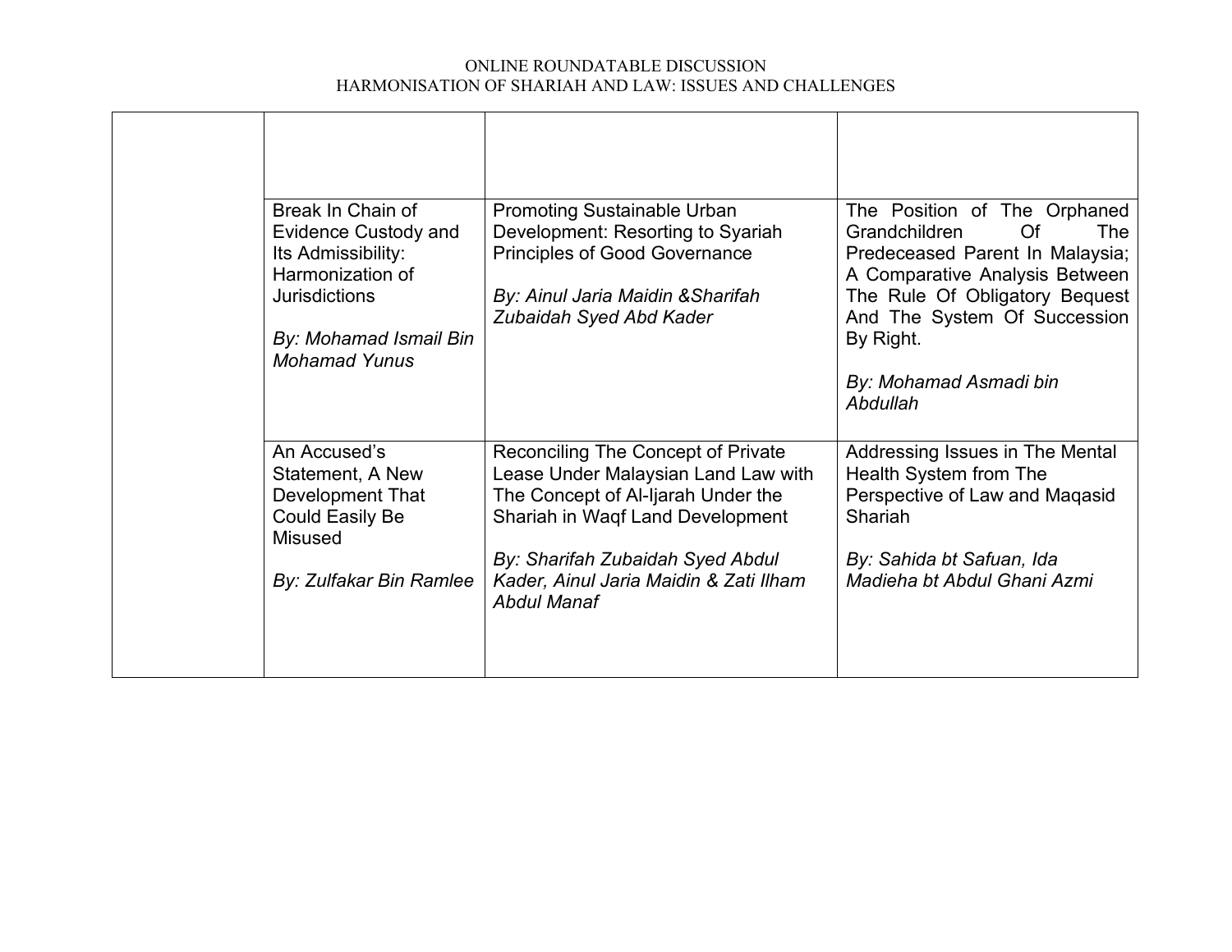| | | | |
|---|---|---|---|
| | | | |
| | Break In Chain of Evidence Custody and Its Admissibility: Harmonization of Jurisdictions<br><br>*By: Mohamad Ismail Bin Mohamad Yunus* | Promoting Sustainable Urban Development: Resorting to Syariah Principles of Good Governance<br><br>*By: Ainul Jaria Maidin &Sharifah Zubaidah Syed Abd Kader* | The Position of The Orphaned Grandchildren Of The Predeceased Parent In Malaysia; A Comparative Analysis Between The Rule Of Obligatory Bequest And The System Of Succession By Right.<br><br>*By: Mohamad Asmadi bin Abdullah* |
| | An Accused's Statement, A New Development That Could Easily Be Misused<br><br>*By: Zulfakar Bin Ramlee* | Reconciling The Concept of Private Lease Under Malaysian Land Law with The Concept of Al-Ijarah Under the Shariah in Waqf Land Development<br><br>*By: Sharifah Zubaidah Syed Abdul Kader, Ainul Jaria Maidin & Zati Ilham Abdul Manaf* | Addressing Issues in The Mental Health System from The Perspective of Law and Maqasid Shariah<br><br>*By: Sahida bt Safuan, Ida Madieha bt Abdul Ghani Azmi* |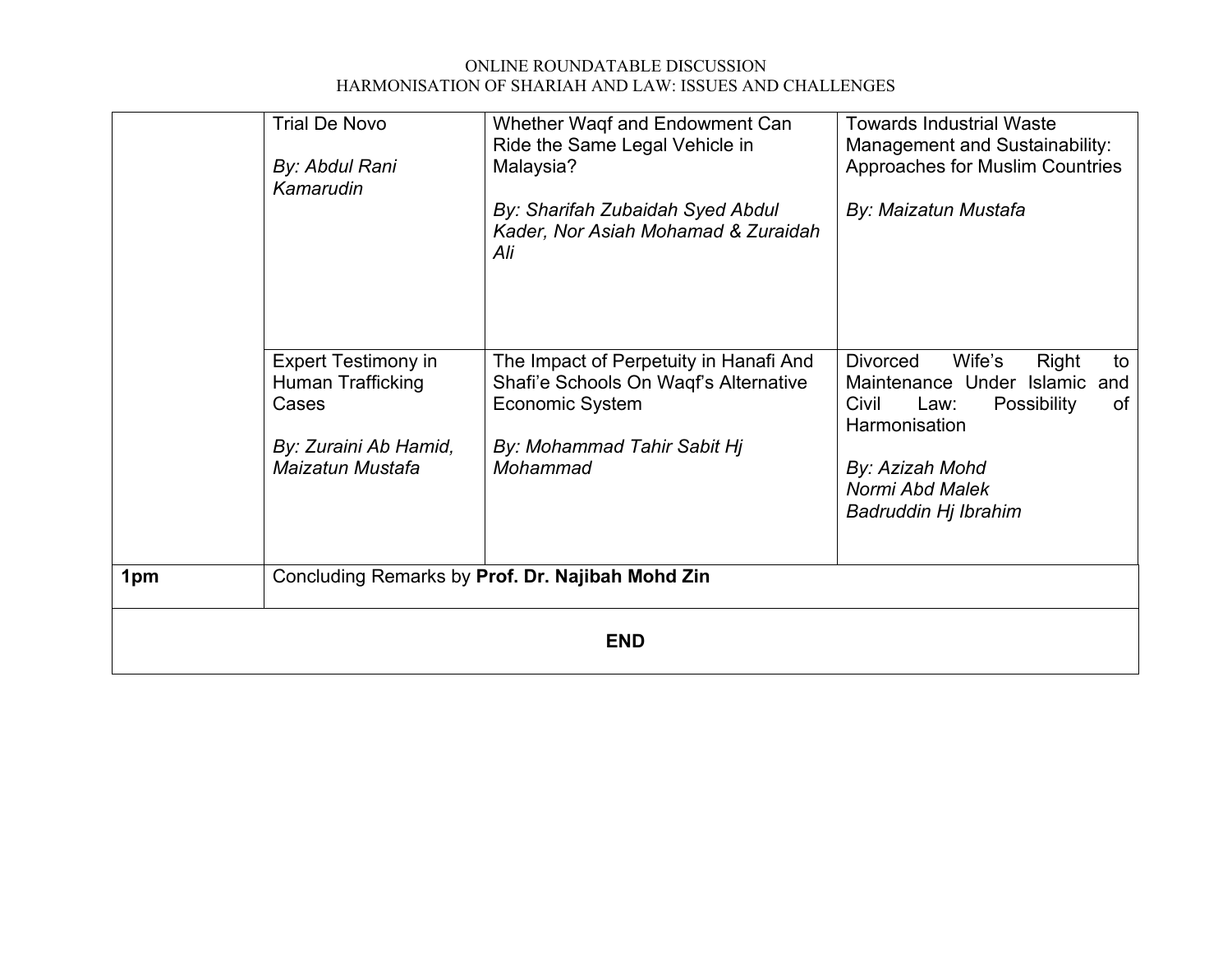| | | | |
|---|---|---|---|
| | Trial De Novo<br><br>*By: Abdul Rani Kamarudin* | Whether Waqf and Endowment Can Ride the Same Legal Vehicle in Malaysia?<br><br>*By: Sharifah Zubaidah Syed Abdul Kader, Nor Asiah Mohamad & Zuraidah Ali* | Towards Industrial Waste Management and Sustainability: Approaches for Muslim Countries<br><br>*By: Maizatun Mustafa* |
| | Expert Testimony in Human Trafficking Cases<br><br>*By: Zuraini Ab Hamid, Maizatun Mustafa* | The Impact of Perpetuity in Hanafi And Shafi'e Schools On Waqf's Alternative Economic System<br><br>*By: Mohammad Tahir Sabit Hj Mohammad* | Divorced Wife's Right to Maintenance Under Islamic and Civil Law: Possibility of Harmonisation<br><br>*By: Azizah Mohd*<br>*Normi Abd Malek*<br>*Badruddin Hj Ibrahim* |
| **1pm** | Concluding Remarks by **Prof. Dr. Najibah Mohd Zin** | | |
| **END** | | | |